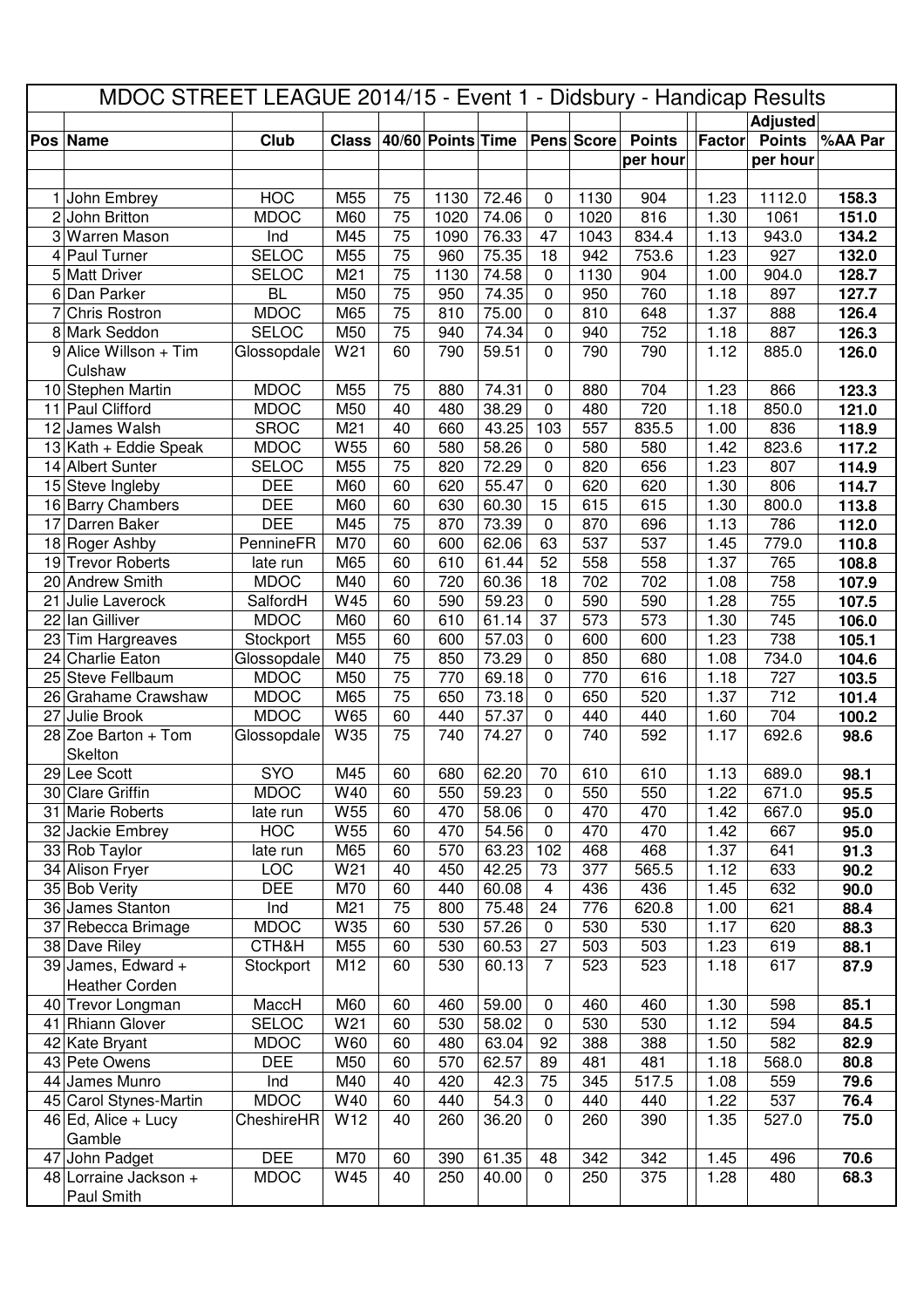# MDOC STREET LEAGUE 2014/15 - Event 1 - Didsbury - Handicap Results

| Pos | Name | Club | Class | 40/60 | Points | Time | Pens | Score | Points per hour | Factor | Adjusted Points per hour | %AA Par |
|---|---|---|---|---|---|---|---|---|---|---|---|---|
| 1 | John Embrey | HOC | M55 | 75 | 1130 | 72.46 | 0 | 1130 | 904 | 1.23 | 1112.0 | 158.3 |
| 2 | John Britton | MDOC | M60 | 75 | 1020 | 74.06 | 0 | 1020 | 816 | 1.30 | 1061 | 151.0 |
| 3 | Warren Mason | Ind | M45 | 75 | 1090 | 76.33 | 47 | 1043 | 834.4 | 1.13 | 943.0 | 134.2 |
| 4 | Paul Turner | SELOC | M55 | 75 | 960 | 75.35 | 18 | 942 | 753.6 | 1.23 | 927 | 132.0 |
| 5 | Matt Driver | SELOC | M21 | 75 | 1130 | 74.58 | 0 | 1130 | 904 | 1.00 | 904.0 | 128.7 |
| 6 | Dan Parker | BL | M50 | 75 | 950 | 74.35 | 0 | 950 | 760 | 1.18 | 897 | 127.7 |
| 7 | Chris Rostron | MDOC | M65 | 75 | 810 | 75.00 | 0 | 810 | 648 | 1.37 | 888 | 126.4 |
| 8 | Mark Seddon | SELOC | M50 | 75 | 940 | 74.34 | 0 | 940 | 752 | 1.18 | 887 | 126.3 |
| 9 | Alice Willson + Tim Culshaw | Glossopdale | W21 | 60 | 790 | 59.51 | 0 | 790 | 790 | 1.12 | 885.0 | 126.0 |
| 10 | Stephen Martin | MDOC | M55 | 75 | 880 | 74.31 | 0 | 880 | 704 | 1.23 | 866 | 123.3 |
| 11 | Paul Clifford | MDOC | M50 | 40 | 480 | 38.29 | 0 | 480 | 720 | 1.18 | 850.0 | 121.0 |
| 12 | James Walsh | SROC | M21 | 40 | 660 | 43.25 | 103 | 557 | 835.5 | 1.00 | 836 | 118.9 |
| 13 | Kath + Eddie Speak | MDOC | W55 | 60 | 580 | 58.26 | 0 | 580 | 580 | 1.42 | 823.6 | 117.2 |
| 14 | Albert Sunter | SELOC | M55 | 75 | 820 | 72.29 | 0 | 820 | 656 | 1.23 | 807 | 114.9 |
| 15 | Steve Ingleby | DEE | M60 | 60 | 620 | 55.47 | 0 | 620 | 620 | 1.30 | 806 | 114.7 |
| 16 | Barry Chambers | DEE | M60 | 60 | 630 | 60.30 | 15 | 615 | 615 | 1.30 | 800.0 | 113.8 |
| 17 | Darren Baker | DEE | M45 | 75 | 870 | 73.39 | 0 | 870 | 696 | 1.13 | 786 | 112.0 |
| 18 | Roger Ashby | PennineFR | M70 | 60 | 600 | 62.06 | 63 | 537 | 537 | 1.45 | 779.0 | 110.8 |
| 19 | Trevor Roberts | late run | M65 | 60 | 610 | 61.44 | 52 | 558 | 558 | 1.37 | 765 | 108.8 |
| 20 | Andrew Smith | MDOC | M40 | 60 | 720 | 60.36 | 18 | 702 | 702 | 1.08 | 758 | 107.9 |
| 21 | Julie Laverock | SalfordH | W45 | 60 | 590 | 59.23 | 0 | 590 | 590 | 1.28 | 755 | 107.5 |
| 22 | Ian Gilliver | MDOC | M60 | 60 | 610 | 61.14 | 37 | 573 | 573 | 1.30 | 745 | 106.0 |
| 23 | Tim Hargreaves | Stockport | M55 | 60 | 600 | 57.03 | 0 | 600 | 600 | 1.23 | 738 | 105.1 |
| 24 | Charlie Eaton | Glossopdale | M40 | 75 | 850 | 73.29 | 0 | 850 | 680 | 1.08 | 734.0 | 104.6 |
| 25 | Steve Fellbaum | MDOC | M50 | 75 | 770 | 69.18 | 0 | 770 | 616 | 1.18 | 727 | 103.5 |
| 26 | Grahame Crawshaw | MDOC | M65 | 75 | 650 | 73.18 | 0 | 650 | 520 | 1.37 | 712 | 101.4 |
| 27 | Julie Brook | MDOC | W65 | 60 | 440 | 57.37 | 0 | 440 | 440 | 1.60 | 704 | 100.2 |
| 28 | Zoe Barton + Tom Skelton | Glossopdale | W35 | 75 | 740 | 74.27 | 0 | 740 | 592 | 1.17 | 692.6 | 98.6 |
| 29 | Lee Scott | SYO | M45 | 60 | 680 | 62.20 | 70 | 610 | 610 | 1.13 | 689.0 | 98.1 |
| 30 | Clare Griffin | MDOC | W40 | 60 | 550 | 59.23 | 0 | 550 | 550 | 1.22 | 671.0 | 95.5 |
| 31 | Marie Roberts | late run | W55 | 60 | 470 | 58.06 | 0 | 470 | 470 | 1.42 | 667.0 | 95.0 |
| 32 | Jackie Embrey | HOC | W55 | 60 | 470 | 54.56 | 0 | 470 | 470 | 1.42 | 667 | 95.0 |
| 33 | Rob Taylor | late run | M65 | 60 | 570 | 63.23 | 102 | 468 | 468 | 1.37 | 641 | 91.3 |
| 34 | Alison Fryer | LOC | W21 | 40 | 450 | 42.25 | 73 | 377 | 565.5 | 1.12 | 633 | 90.2 |
| 35 | Bob Verity | DEE | M70 | 60 | 440 | 60.08 | 4 | 436 | 436 | 1.45 | 632 | 90.0 |
| 36 | James Stanton | Ind | M21 | 75 | 800 | 75.48 | 24 | 776 | 620.8 | 1.00 | 621 | 88.4 |
| 37 | Rebecca Brimage | MDOC | W35 | 60 | 530 | 57.26 | 0 | 530 | 530 | 1.17 | 620 | 88.3 |
| 38 | Dave Riley | CTH&H | M55 | 60 | 530 | 60.53 | 27 | 503 | 503 | 1.23 | 619 | 88.1 |
| 39 | James, Edward + Heather Corden | Stockport | M12 | 60 | 530 | 60.13 | 7 | 523 | 523 | 1.18 | 617 | 87.9 |
| 40 | Trevor Longman | MaccH | M60 | 60 | 460 | 59.00 | 0 | 460 | 460 | 1.30 | 598 | 85.1 |
| 41 | Rhiann Glover | SELOC | W21 | 60 | 530 | 58.02 | 0 | 530 | 530 | 1.12 | 594 | 84.5 |
| 42 | Kate Bryant | MDOC | W60 | 60 | 480 | 63.04 | 92 | 388 | 388 | 1.50 | 582 | 82.9 |
| 43 | Pete Owens | DEE | M50 | 60 | 570 | 62.57 | 89 | 481 | 481 | 1.18 | 568.0 | 80.8 |
| 44 | James Munro | Ind | M40 | 40 | 420 | 42.3 | 75 | 345 | 517.5 | 1.08 | 559 | 79.6 |
| 45 | Carol Stynes-Martin | MDOC | W40 | 60 | 440 | 54.3 | 0 | 440 | 440 | 1.22 | 537 | 76.4 |
| 46 | Ed, Alice + Lucy Gamble | CheshireHR | W12 | 40 | 260 | 36.20 | 0 | 260 | 390 | 1.35 | 527.0 | 75.0 |
| 47 | John Padget | DEE | M70 | 60 | 390 | 61.35 | 48 | 342 | 342 | 1.45 | 496 | 70.6 |
| 48 | Lorraine Jackson + Paul Smith | MDOC | W45 | 40 | 250 | 40.00 | 0 | 250 | 375 | 1.28 | 480 | 68.3 |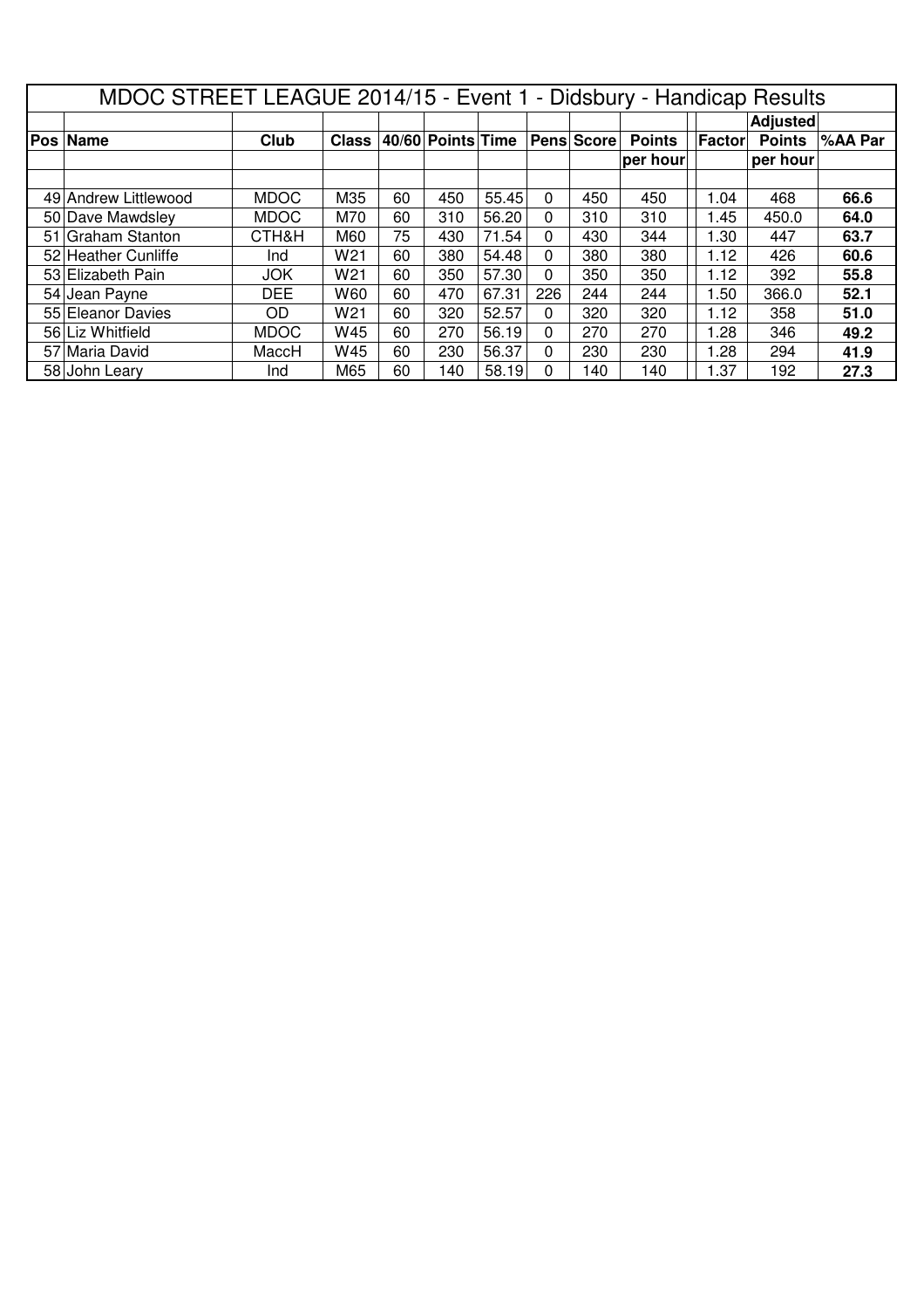| MDOC STREET LEAGUE 2014/15 - Event 1 - Didsbury - Handicap Results | | | | | | | | | | | | |
|---|---|---|---|---|---|---|---|---|---|---|---|---|
| | | | | | | | | | | | **Adjusted** | |
| **Pos** | **Name** | **Club** | **Class** | **40/60** | **Points** | **Time** | **Pens** | **Score** | **Points** | **Factor** | **Points** | **%AA Par** |
| | | | | | | | | | **per hour** | | **per hour** | |
| 49 | Andrew Littlewood | MDOC | M35 | 60 | 450 | 55.45 | 0 | 450 | 450 | 1.04 | 468 | **66.6** |
| 50 | Dave Mawdsley | MDOC | M70 | 60 | 310 | 56.20 | 0 | 310 | 310 | 1.45 | 450.0 | **64.0** |
| 51 | Graham Stanton | CTH&H | M60 | 75 | 430 | 71.54 | 0 | 430 | 344 | 1.30 | 447 | **63.7** |
| 52 | Heather Cunliffe | Ind | W21 | 60 | 380 | 54.48 | 0 | 380 | 380 | 1.12 | 426 | **60.6** |
| 53 | Elizabeth Pain | JOK | W21 | 60 | 350 | 57.30 | 0 | 350 | 350 | 1.12 | 392 | **55.8** |
| 54 | Jean Payne | DEE | W60 | 60 | 470 | 67.31 | 226 | 244 | 244 | 1.50 | 366.0 | **52.1** |
| 55 | Eleanor Davies | OD | W21 | 60 | 320 | 52.57 | 0 | 320 | 320 | 1.12 | 358 | **51.0** |
| 56 | Liz Whitfield | MDOC | W45 | 60 | 270 | 56.19 | 0 | 270 | 270 | 1.28 | 346 | **49.2** |
| 57 | Maria David | MaccH | W45 | 60 | 230 | 56.37 | 0 | 230 | 230 | 1.28 | 294 | **41.9** |
| 58 | John Leary | Ind | M65 | 60 | 140 | 58.19 | 0 | 140 | 140 | 1.37 | 192 | **27.3** |